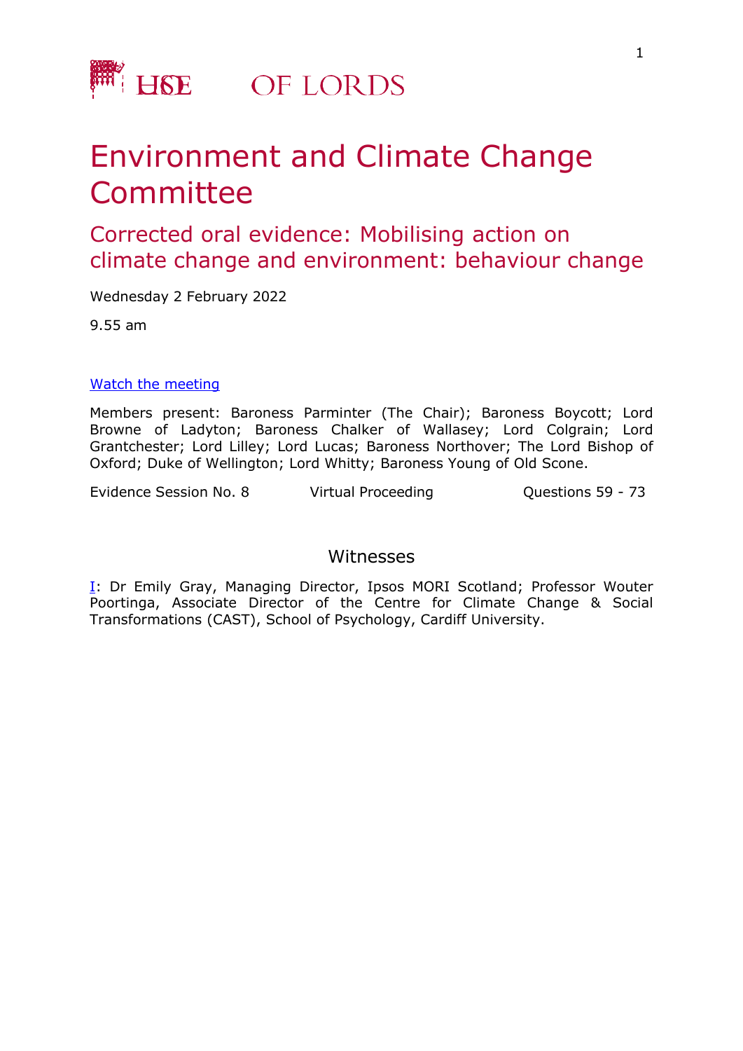HOUSE OF LORDS

# Environment and Climate Change Committee

## Corrected oral evidence: Mobilising action on climate change and environment: behaviour change

Wednesday 2 February 2022

9.55 am

[Watch the meeting]

Members present: Baroness Parminter (The Chair); Baroness Boycott; Lord Browne of Ladyton; Baroness Chalker of Wallasey; Lord Colgrain; Lord Grantchester; Lord Lilley; Lord Lucas; Baroness Northover; The Lord Bishop of Oxford; Duke of Wellington; Lord Whitty; Baroness Young of Old Scone.

Evidence Session No. 8 | Virtual Proceeding | Questions 59 - 73

### Witnesses

I: Dr Emily Gray, Managing Director, Ipsos MORI Scotland; Professor Wouter Poortinga, Associate Director of the Centre for Climate Change & Social Transformations (CAST), School of Psychology, Cardiff University.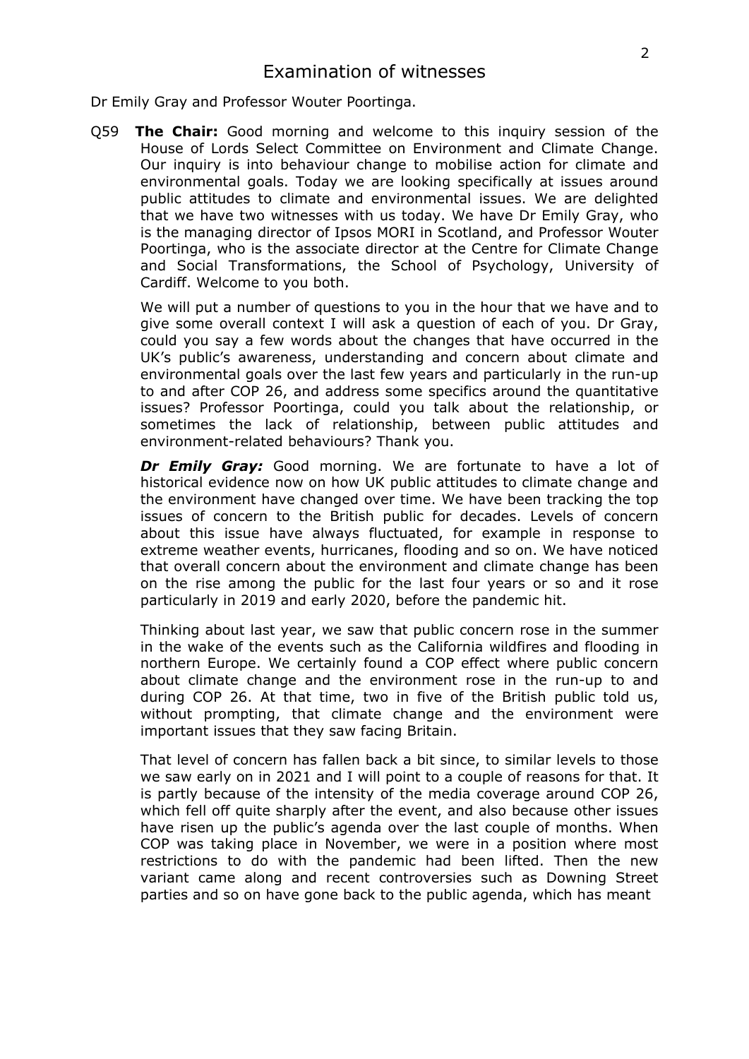# Examination of witnesses

Dr Emily Gray and Professor Wouter Poortinga.

Q59 **The Chair:** Good morning and welcome to this inquiry session of the House of Lords Select Committee on Environment and Climate Change. Our inquiry is into behaviour change to mobilise action for climate and environmental goals. Today we are looking specifically at issues around public attitudes to climate and environmental issues. We are delighted that we have two witnesses with us today. We have Dr Emily Gray, who is the managing director of Ipsos MORI in Scotland, and Professor Wouter Poortinga, who is the associate director at the Centre for Climate Change and Social Transformations, the School of Psychology, University of Cardiff. Welcome to you both.

We will put a number of questions to you in the hour that we have and to give some overall context I will ask a question of each of you. Dr Gray, could you say a few words about the changes that have occurred in the UK's public's awareness, understanding and concern about climate and environmental goals over the last few years and particularly in the run-up to and after COP 26, and address some specifics around the quantitative issues? Professor Poortinga, could you talk about the relationship, or sometimes the lack of relationship, between public attitudes and environment-related behaviours? Thank you.

***Dr Emily Gray:*** Good morning. We are fortunate to have a lot of historical evidence now on how UK public attitudes to climate change and the environment have changed over time. We have been tracking the top issues of concern to the British public for decades. Levels of concern about this issue have always fluctuated, for example in response to extreme weather events, hurricanes, flooding and so on. We have noticed that overall concern about the environment and climate change has been on the rise among the public for the last four years or so and it rose particularly in 2019 and early 2020, before the pandemic hit.

Thinking about last year, we saw that public concern rose in the summer in the wake of the events such as the California wildfires and flooding in northern Europe. We certainly found a COP effect where public concern about climate change and the environment rose in the run-up to and during COP 26. At that time, two in five of the British public told us, without prompting, that climate change and the environment were important issues that they saw facing Britain.

That level of concern has fallen back a bit since, to similar levels to those we saw early on in 2021 and I will point to a couple of reasons for that. It is partly because of the intensity of the media coverage around COP 26, which fell off quite sharply after the event, and also because other issues have risen up the public's agenda over the last couple of months. When COP was taking place in November, we were in a position where most restrictions to do with the pandemic had been lifted. Then the new variant came along and recent controversies such as Downing Street parties and so on have gone back to the public agenda, which has meant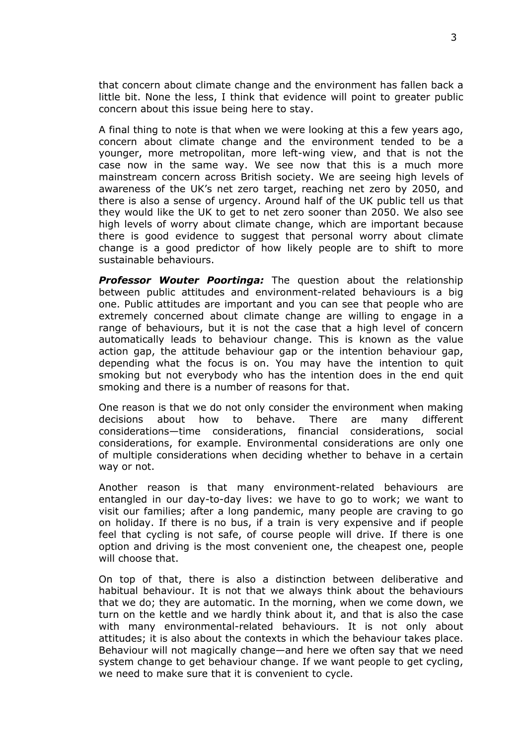that concern about climate change and the environment has fallen back a little bit. None the less, I think that evidence will point to greater public concern about this issue being here to stay.

A final thing to note is that when we were looking at this a few years ago, concern about climate change and the environment tended to be a younger, more metropolitan, more left-wing view, and that is not the case now in the same way. We see now that this is a much more mainstream concern across British society. We are seeing high levels of awareness of the UK's net zero target, reaching net zero by 2050, and there is also a sense of urgency. Around half of the UK public tell us that they would like the UK to get to net zero sooner than 2050. We also see high levels of worry about climate change, which are important because there is good evidence to suggest that personal worry about climate change is a good predictor of how likely people are to shift to more sustainable behaviours.

***Professor Wouter Poortinga:*** The question about the relationship between public attitudes and environment-related behaviours is a big one. Public attitudes are important and you can see that people who are extremely concerned about climate change are willing to engage in a range of behaviours, but it is not the case that a high level of concern automatically leads to behaviour change. This is known as the value action gap, the attitude behaviour gap or the intention behaviour gap, depending what the focus is on. You may have the intention to quit smoking but not everybody who has the intention does in the end quit smoking and there is a number of reasons for that.

One reason is that we do not only consider the environment when making decisions about how to behave. There are many different considerations—time considerations, financial considerations, social considerations, for example. Environmental considerations are only one of multiple considerations when deciding whether to behave in a certain way or not.

Another reason is that many environment-related behaviours are entangled in our day-to-day lives: we have to go to work; we want to visit our families; after a long pandemic, many people are craving to go on holiday. If there is no bus, if a train is very expensive and if people feel that cycling is not safe, of course people will drive. If there is one option and driving is the most convenient one, the cheapest one, people will choose that.

On top of that, there is also a distinction between deliberative and habitual behaviour. It is not that we always think about the behaviours that we do; they are automatic. In the morning, when we come down, we turn on the kettle and we hardly think about it, and that is also the case with many environmental-related behaviours. It is not only about attitudes; it is also about the contexts in which the behaviour takes place. Behaviour will not magically change—and here we often say that we need system change to get behaviour change. If we want people to get cycling, we need to make sure that it is convenient to cycle.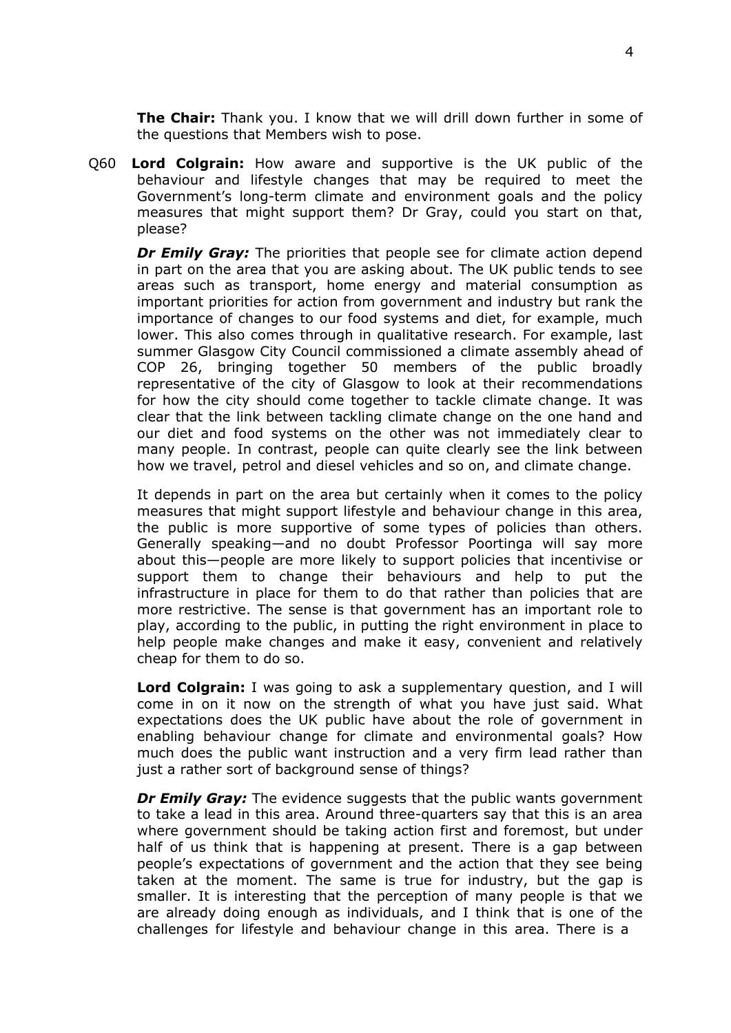**The Chair:** Thank you. I know that we will drill down further in some of the questions that Members wish to pose.

Q60 **Lord Colgrain:** How aware and supportive is the UK public of the behaviour and lifestyle changes that may be required to meet the Government's long-term climate and environment goals and the policy measures that might support them? Dr Gray, could you start on that, please?

***Dr Emily Gray:*** The priorities that people see for climate action depend in part on the area that you are asking about. The UK public tends to see areas such as transport, home energy and material consumption as important priorities for action from government and industry but rank the importance of changes to our food systems and diet, for example, much lower. This also comes through in qualitative research. For example, last summer Glasgow City Council commissioned a climate assembly ahead of COP 26, bringing together 50 members of the public broadly representative of the city of Glasgow to look at their recommendations for how the city should come together to tackle climate change. It was clear that the link between tackling climate change on the one hand and our diet and food systems on the other was not immediately clear to many people. In contrast, people can quite clearly see the link between how we travel, petrol and diesel vehicles and so on, and climate change.

It depends in part on the area but certainly when it comes to the policy measures that might support lifestyle and behaviour change in this area, the public is more supportive of some types of policies than others. Generally speaking—and no doubt Professor Poortinga will say more about this—people are more likely to support policies that incentivise or support them to change their behaviours and help to put the infrastructure in place for them to do that rather than policies that are more restrictive. The sense is that government has an important role to play, according to the public, in putting the right environment in place to help people make changes and make it easy, convenient and relatively cheap for them to do so.

**Lord Colgrain:** I was going to ask a supplementary question, and I will come in on it now on the strength of what you have just said. What expectations does the UK public have about the role of government in enabling behaviour change for climate and environmental goals? How much does the public want instruction and a very firm lead rather than just a rather sort of background sense of things?

***Dr Emily Gray:*** The evidence suggests that the public wants government to take a lead in this area. Around three-quarters say that this is an area where government should be taking action first and foremost, but under half of us think that is happening at present. There is a gap between people's expectations of government and the action that they see being taken at the moment. The same is true for industry, but the gap is smaller. It is interesting that the perception of many people is that we are already doing enough as individuals, and I think that is one of the challenges for lifestyle and behaviour change in this area. There is a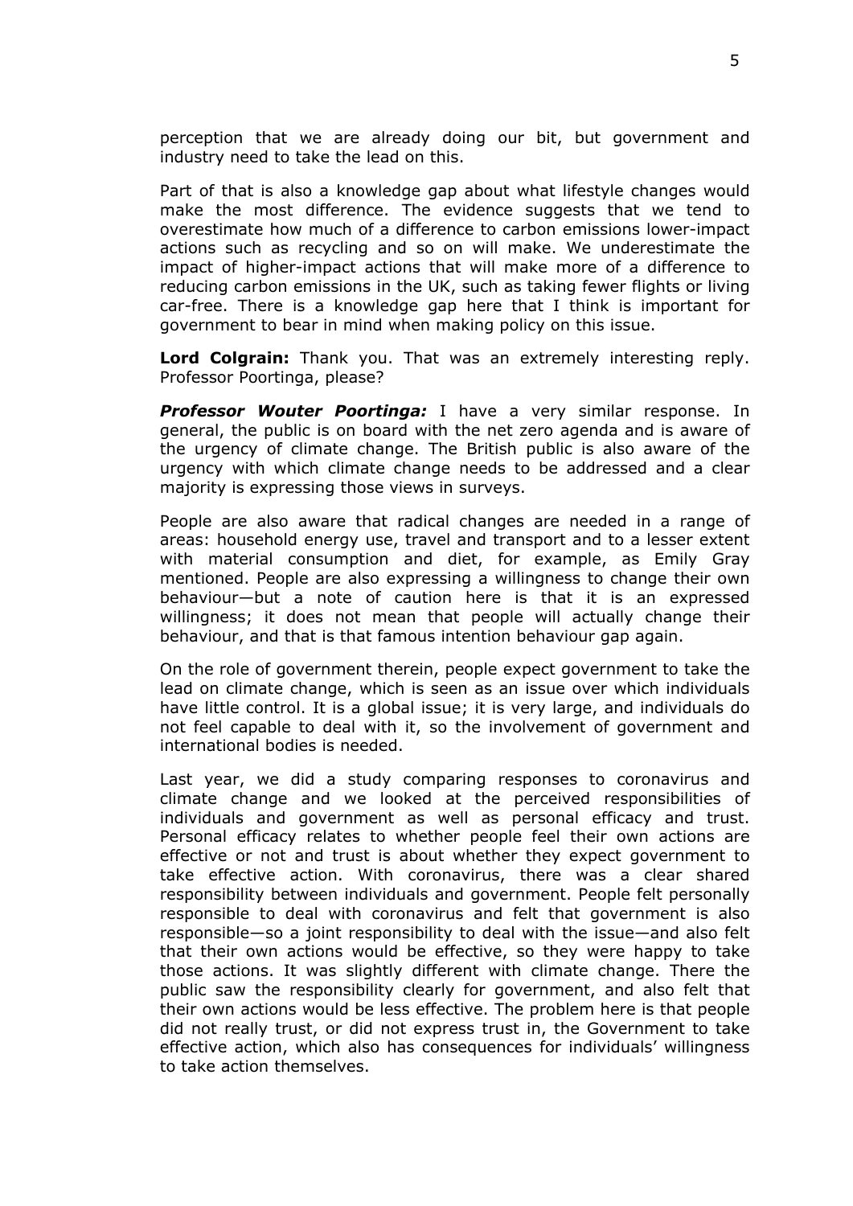perception that we are already doing our bit, but government and industry need to take the lead on this.

Part of that is also a knowledge gap about what lifestyle changes would make the most difference. The evidence suggests that we tend to overestimate how much of a difference to carbon emissions lower-impact actions such as recycling and so on will make. We underestimate the impact of higher-impact actions that will make more of a difference to reducing carbon emissions in the UK, such as taking fewer flights or living car-free. There is a knowledge gap here that I think is important for government to bear in mind when making policy on this issue.

**Lord Colgrain:** Thank you. That was an extremely interesting reply. Professor Poortinga, please?

***Professor Wouter Poortinga:*** I have a very similar response. In general, the public is on board with the net zero agenda and is aware of the urgency of climate change. The British public is also aware of the urgency with which climate change needs to be addressed and a clear majority is expressing those views in surveys.

People are also aware that radical changes are needed in a range of areas: household energy use, travel and transport and to a lesser extent with material consumption and diet, for example, as Emily Gray mentioned. People are also expressing a willingness to change their own behaviour—but a note of caution here is that it is an expressed willingness; it does not mean that people will actually change their behaviour, and that is that famous intention behaviour gap again.

On the role of government therein, people expect government to take the lead on climate change, which is seen as an issue over which individuals have little control. It is a global issue; it is very large, and individuals do not feel capable to deal with it, so the involvement of government and international bodies is needed.

Last year, we did a study comparing responses to coronavirus and climate change and we looked at the perceived responsibilities of individuals and government as well as personal efficacy and trust. Personal efficacy relates to whether people feel their own actions are effective or not and trust is about whether they expect government to take effective action. With coronavirus, there was a clear shared responsibility between individuals and government. People felt personally responsible to deal with coronavirus and felt that government is also responsible—so a joint responsibility to deal with the issue—and also felt that their own actions would be effective, so they were happy to take those actions. It was slightly different with climate change. There the public saw the responsibility clearly for government, and also felt that their own actions would be less effective. The problem here is that people did not really trust, or did not express trust in, the Government to take effective action, which also has consequences for individuals' willingness to take action themselves.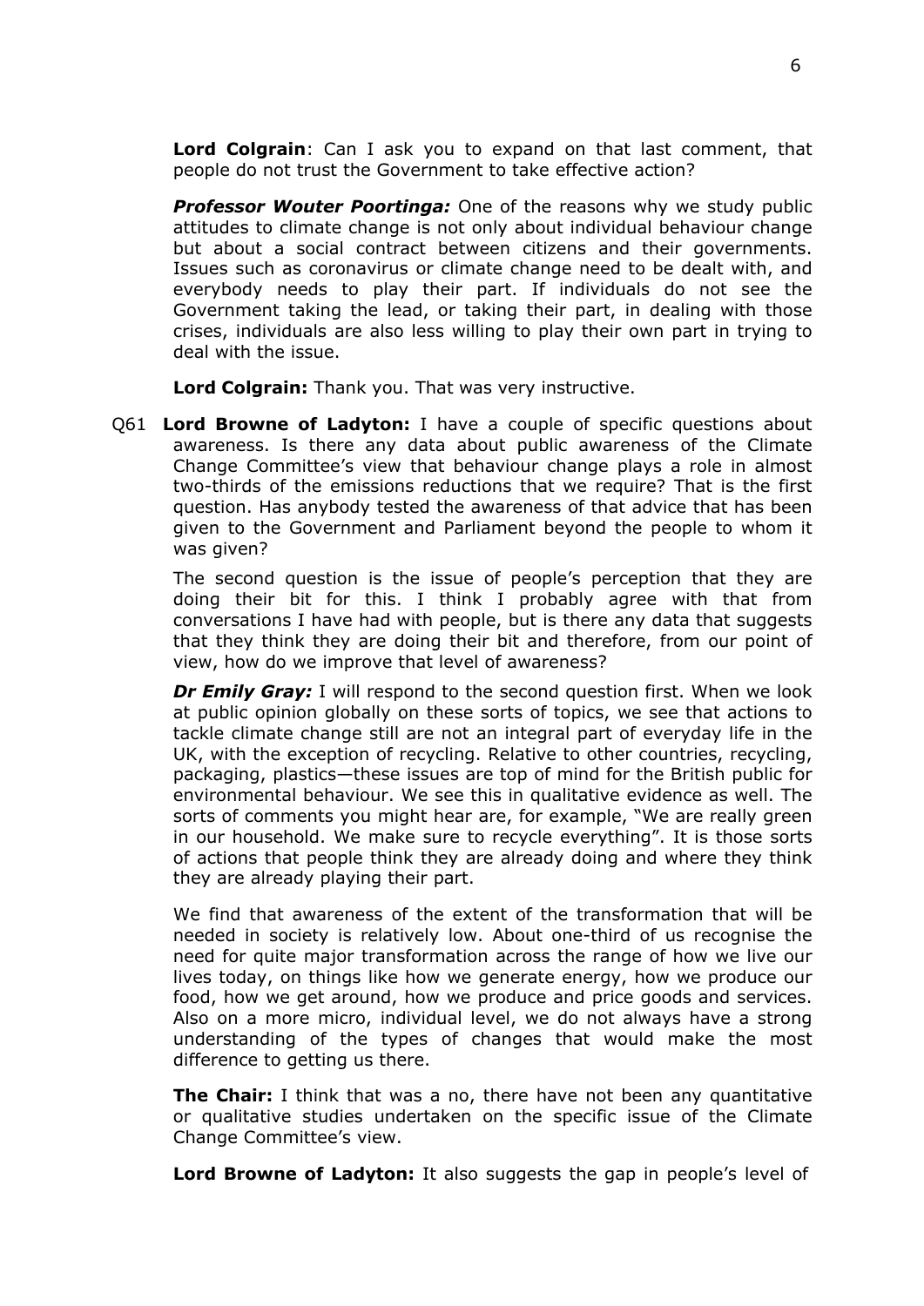**Lord Colgrain**: Can I ask you to expand on that last comment, that people do not trust the Government to take effective action?

***Professor Wouter Poortinga:*** One of the reasons why we study public attitudes to climate change is not only about individual behaviour change but about a social contract between citizens and their governments. Issues such as coronavirus or climate change need to be dealt with, and everybody needs to play their part. If individuals do not see the Government taking the lead, or taking their part, in dealing with those crises, individuals are also less willing to play their own part in trying to deal with the issue.

**Lord Colgrain:** Thank you. That was very instructive.

Q61 **Lord Browne of Ladyton:** I have a couple of specific questions about awareness. Is there any data about public awareness of the Climate Change Committee's view that behaviour change plays a role in almost two-thirds of the emissions reductions that we require? That is the first question. Has anybody tested the awareness of that advice that has been given to the Government and Parliament beyond the people to whom it was given?

The second question is the issue of people's perception that they are doing their bit for this. I think I probably agree with that from conversations I have had with people, but is there any data that suggests that they think they are doing their bit and therefore, from our point of view, how do we improve that level of awareness?

***Dr Emily Gray:*** I will respond to the second question first. When we look at public opinion globally on these sorts of topics, we see that actions to tackle climate change still are not an integral part of everyday life in the UK, with the exception of recycling. Relative to other countries, recycling, packaging, plastics—these issues are top of mind for the British public for environmental behaviour. We see this in qualitative evidence as well. The sorts of comments you might hear are, for example, "We are really green in our household. We make sure to recycle everything". It is those sorts of actions that people think they are already doing and where they think they are already playing their part.

We find that awareness of the extent of the transformation that will be needed in society is relatively low. About one-third of us recognise the need for quite major transformation across the range of how we live our lives today, on things like how we generate energy, how we produce our food, how we get around, how we produce and price goods and services. Also on a more micro, individual level, we do not always have a strong understanding of the types of changes that would make the most difference to getting us there.

**The Chair:** I think that was a no, there have not been any quantitative or qualitative studies undertaken on the specific issue of the Climate Change Committee's view.

**Lord Browne of Ladyton:** It also suggests the gap in people's level of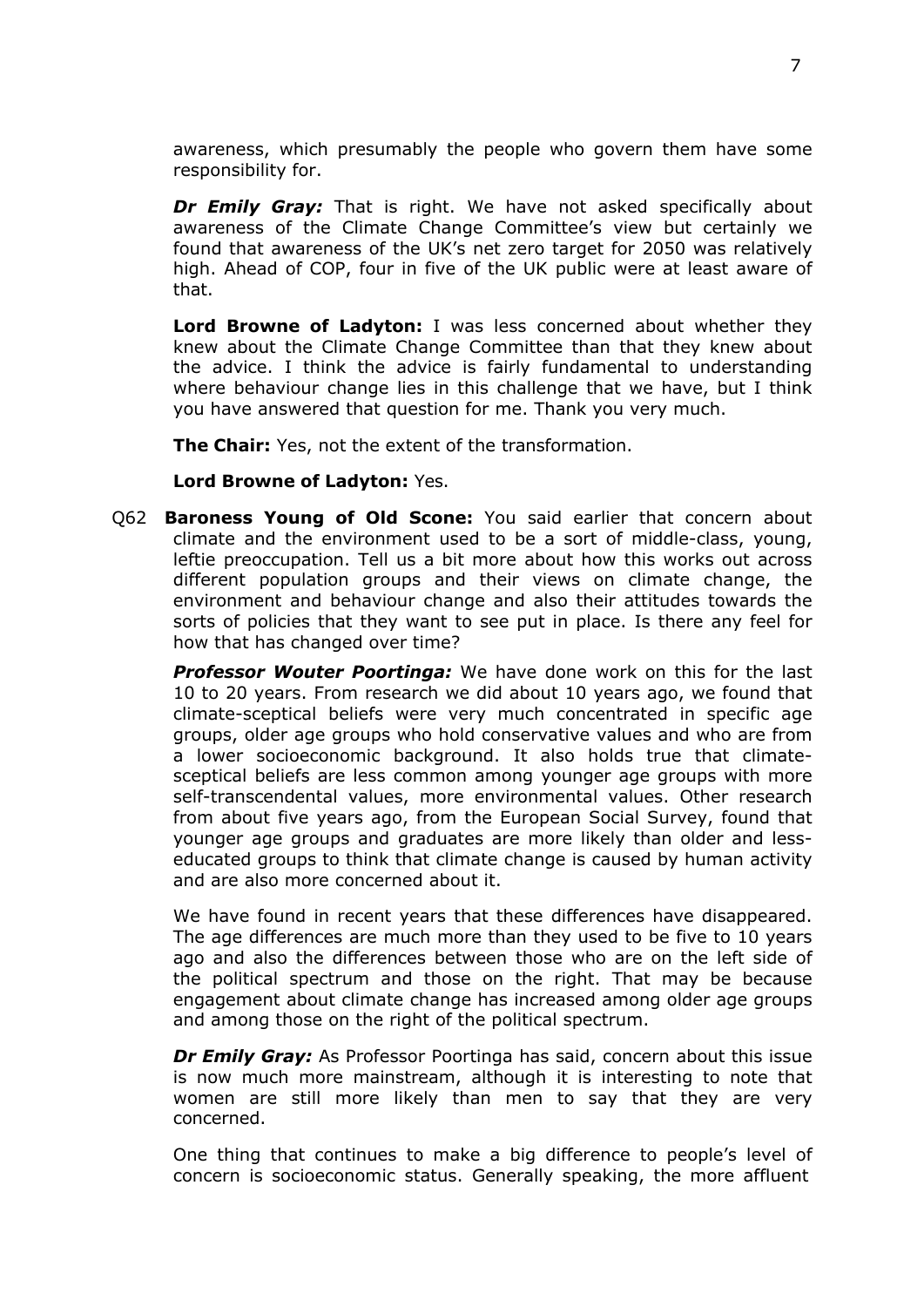awareness, which presumably the people who govern them have some responsibility for.

***Dr Emily Gray:*** That is right. We have not asked specifically about awareness of the Climate Change Committee's view but certainly we found that awareness of the UK's net zero target for 2050 was relatively high. Ahead of COP, four in five of the UK public were at least aware of that.

**Lord Browne of Ladyton:** I was less concerned about whether they knew about the Climate Change Committee than that they knew about the advice. I think the advice is fairly fundamental to understanding where behaviour change lies in this challenge that we have, but I think you have answered that question for me. Thank you very much.

**The Chair:** Yes, not the extent of the transformation.

**Lord Browne of Ladyton:** Yes.

Q62 **Baroness Young of Old Scone:** You said earlier that concern about climate and the environment used to be a sort of middle-class, young, leftie preoccupation. Tell us a bit more about how this works out across different population groups and their views on climate change, the environment and behaviour change and also their attitudes towards the sorts of policies that they want to see put in place. Is there any feel for how that has changed over time?

***Professor Wouter Poortinga:*** We have done work on this for the last 10 to 20 years. From research we did about 10 years ago, we found that climate-sceptical beliefs were very much concentrated in specific age groups, older age groups who hold conservative values and who are from a lower socioeconomic background. It also holds true that climate-sceptical beliefs are less common among younger age groups with more self-transcendental values, more environmental values. Other research from about five years ago, from the European Social Survey, found that younger age groups and graduates are more likely than older and less-educated groups to think that climate change is caused by human activity and are also more concerned about it.

We have found in recent years that these differences have disappeared. The age differences are much more than they used to be five to 10 years ago and also the differences between those who are on the left side of the political spectrum and those on the right. That may be because engagement about climate change has increased among older age groups and among those on the right of the political spectrum.

***Dr Emily Gray:*** As Professor Poortinga has said, concern about this issue is now much more mainstream, although it is interesting to note that women are still more likely than men to say that they are very concerned.

One thing that continues to make a big difference to people's level of concern is socioeconomic status. Generally speaking, the more affluent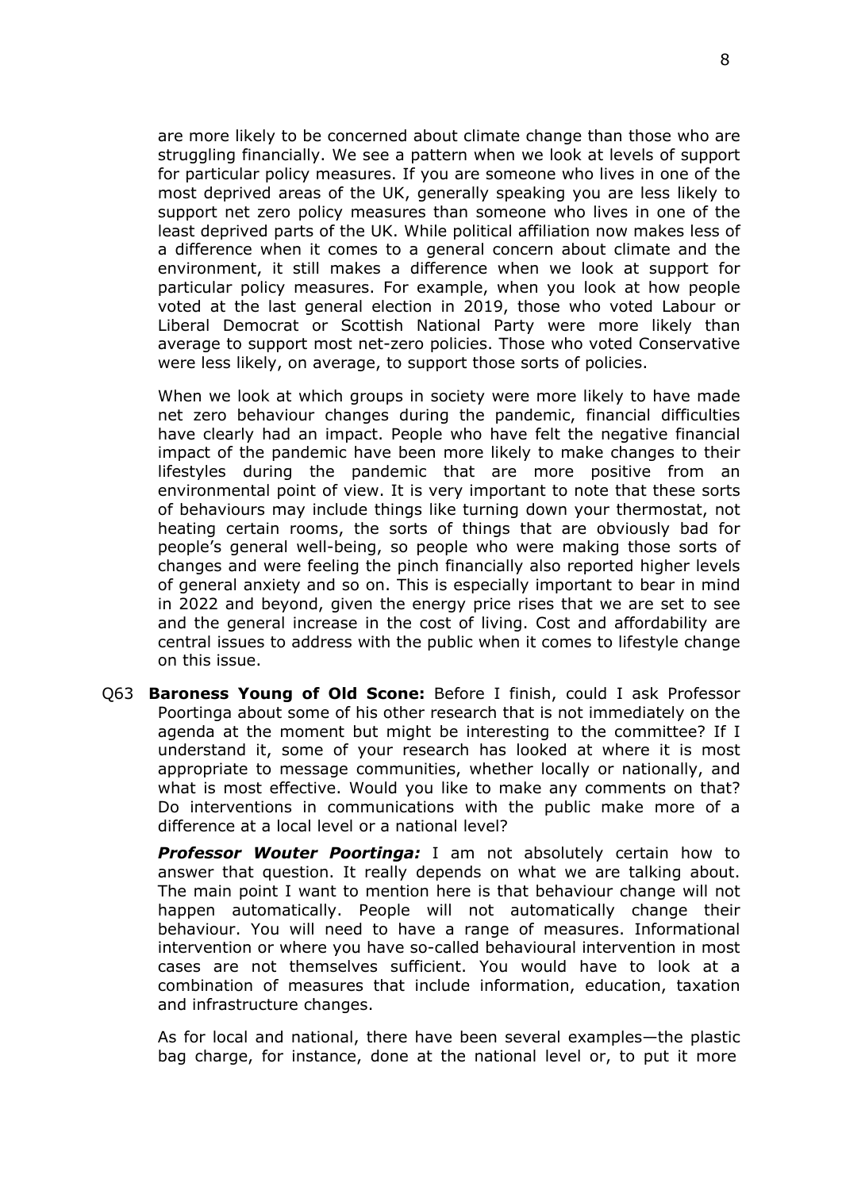are more likely to be concerned about climate change than those who are struggling financially. We see a pattern when we look at levels of support for particular policy measures. If you are someone who lives in one of the most deprived areas of the UK, generally speaking you are less likely to support net zero policy measures than someone who lives in one of the least deprived parts of the UK. While political affiliation now makes less of a difference when it comes to a general concern about climate and the environment, it still makes a difference when we look at support for particular policy measures. For example, when you look at how people voted at the last general election in 2019, those who voted Labour or Liberal Democrat or Scottish National Party were more likely than average to support most net-zero policies. Those who voted Conservative were less likely, on average, to support those sorts of policies.

When we look at which groups in society were more likely to have made net zero behaviour changes during the pandemic, financial difficulties have clearly had an impact. People who have felt the negative financial impact of the pandemic have been more likely to make changes to their lifestyles during the pandemic that are more positive from an environmental point of view. It is very important to note that these sorts of behaviours may include things like turning down your thermostat, not heating certain rooms, the sorts of things that are obviously bad for people's general well-being, so people who were making those sorts of changes and were feeling the pinch financially also reported higher levels of general anxiety and so on. This is especially important to bear in mind in 2022 and beyond, given the energy price rises that we are set to see and the general increase in the cost of living. Cost and affordability are central issues to address with the public when it comes to lifestyle change on this issue.

Q63 **Baroness Young of Old Scone:** Before I finish, could I ask Professor Poortinga about some of his other research that is not immediately on the agenda at the moment but might be interesting to the committee? If I understand it, some of your research has looked at where it is most appropriate to message communities, whether locally or nationally, and what is most effective. Would you like to make any comments on that? Do interventions in communications with the public make more of a difference at a local level or a national level?

***Professor Wouter Poortinga:*** I am not absolutely certain how to answer that question. It really depends on what we are talking about. The main point I want to mention here is that behaviour change will not happen automatically. People will not automatically change their behaviour. You will need to have a range of measures. Informational intervention or where you have so-called behavioural intervention in most cases are not themselves sufficient. You would have to look at a combination of measures that include information, education, taxation and infrastructure changes.

As for local and national, there have been several examples—the plastic bag charge, for instance, done at the national level or, to put it more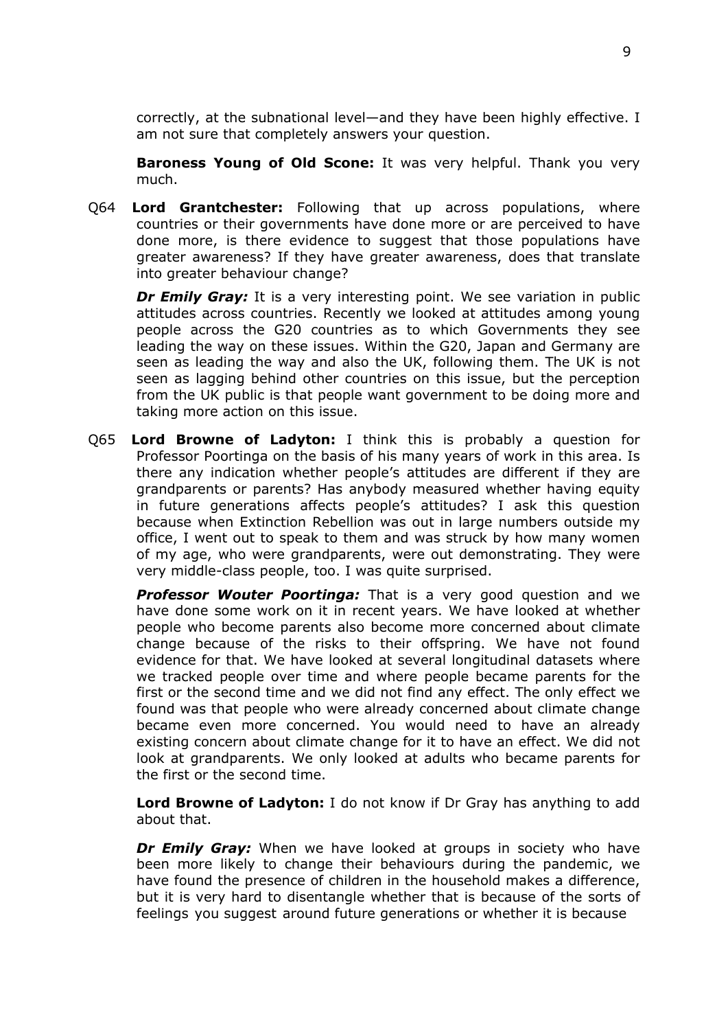correctly, at the subnational level—and they have been highly effective. I am not sure that completely answers your question.

**Baroness Young of Old Scone:** It was very helpful. Thank you very much.

Q64 **Lord Grantchester:** Following that up across populations, where countries or their governments have done more or are perceived to have done more, is there evidence to suggest that those populations have greater awareness? If they have greater awareness, does that translate into greater behaviour change?

***Dr Emily Gray:*** It is a very interesting point. We see variation in public attitudes across countries. Recently we looked at attitudes among young people across the G20 countries as to which Governments they see leading the way on these issues. Within the G20, Japan and Germany are seen as leading the way and also the UK, following them. The UK is not seen as lagging behind other countries on this issue, but the perception from the UK public is that people want government to be doing more and taking more action on this issue.

Q65 **Lord Browne of Ladyton:** I think this is probably a question for Professor Poortinga on the basis of his many years of work in this area. Is there any indication whether people's attitudes are different if they are grandparents or parents? Has anybody measured whether having equity in future generations affects people's attitudes? I ask this question because when Extinction Rebellion was out in large numbers outside my office, I went out to speak to them and was struck by how many women of my age, who were grandparents, were out demonstrating. They were very middle-class people, too. I was quite surprised.

***Professor Wouter Poortinga:*** That is a very good question and we have done some work on it in recent years. We have looked at whether people who become parents also become more concerned about climate change because of the risks to their offspring. We have not found evidence for that. We have looked at several longitudinal datasets where we tracked people over time and where people became parents for the first or the second time and we did not find any effect. The only effect we found was that people who were already concerned about climate change became even more concerned. You would need to have an already existing concern about climate change for it to have an effect. We did not look at grandparents. We only looked at adults who became parents for the first or the second time.

**Lord Browne of Ladyton:** I do not know if Dr Gray has anything to add about that.

***Dr Emily Gray:*** When we have looked at groups in society who have been more likely to change their behaviours during the pandemic, we have found the presence of children in the household makes a difference, but it is very hard to disentangle whether that is because of the sorts of feelings you suggest around future generations or whether it is because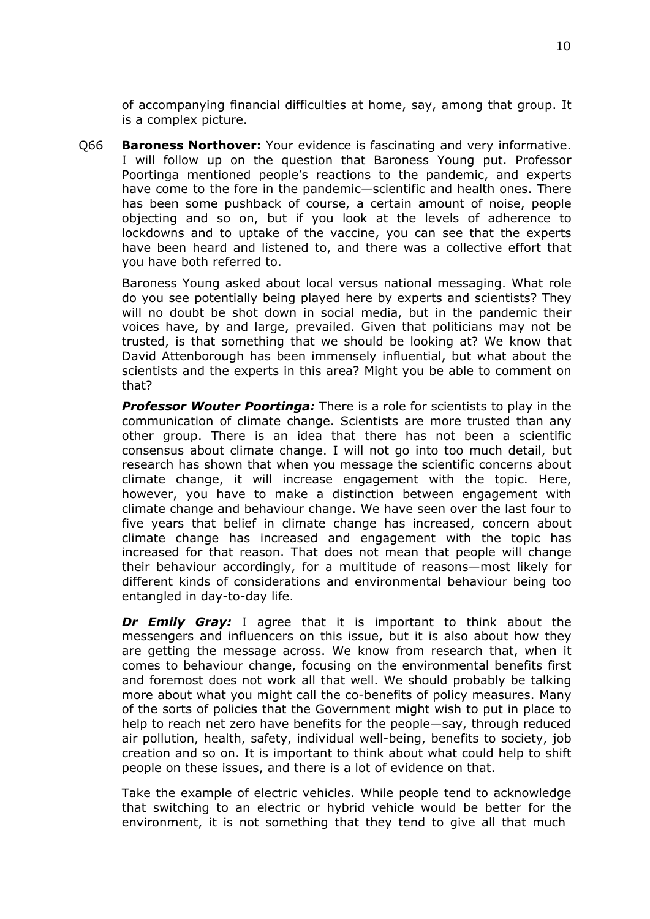of accompanying financial difficulties at home, say, among that group. It is a complex picture.

Q66 **Baroness Northover:** Your evidence is fascinating and very informative. I will follow up on the question that Baroness Young put. Professor Poortinga mentioned people's reactions to the pandemic, and experts have come to the fore in the pandemic—scientific and health ones. There has been some pushback of course, a certain amount of noise, people objecting and so on, but if you look at the levels of adherence to lockdowns and to uptake of the vaccine, you can see that the experts have been heard and listened to, and there was a collective effort that you have both referred to.

Baroness Young asked about local versus national messaging. What role do you see potentially being played here by experts and scientists? They will no doubt be shot down in social media, but in the pandemic their voices have, by and large, prevailed. Given that politicians may not be trusted, is that something that we should be looking at? We know that David Attenborough has been immensely influential, but what about the scientists and the experts in this area? Might you be able to comment on that?

***Professor Wouter Poortinga:*** There is a role for scientists to play in the communication of climate change. Scientists are more trusted than any other group. There is an idea that there has not been a scientific consensus about climate change. I will not go into too much detail, but research has shown that when you message the scientific concerns about climate change, it will increase engagement with the topic. Here, however, you have to make a distinction between engagement with climate change and behaviour change. We have seen over the last four to five years that belief in climate change has increased, concern about climate change has increased and engagement with the topic has increased for that reason. That does not mean that people will change their behaviour accordingly, for a multitude of reasons—most likely for different kinds of considerations and environmental behaviour being too entangled in day-to-day life.

***Dr Emily Gray:*** I agree that it is important to think about the messengers and influencers on this issue, but it is also about how they are getting the message across. We know from research that, when it comes to behaviour change, focusing on the environmental benefits first and foremost does not work all that well. We should probably be talking more about what you might call the co-benefits of policy measures. Many of the sorts of policies that the Government might wish to put in place to help to reach net zero have benefits for the people—say, through reduced air pollution, health, safety, individual well-being, benefits to society, job creation and so on. It is important to think about what could help to shift people on these issues, and there is a lot of evidence on that.

Take the example of electric vehicles. While people tend to acknowledge that switching to an electric or hybrid vehicle would be better for the environment, it is not something that they tend to give all that much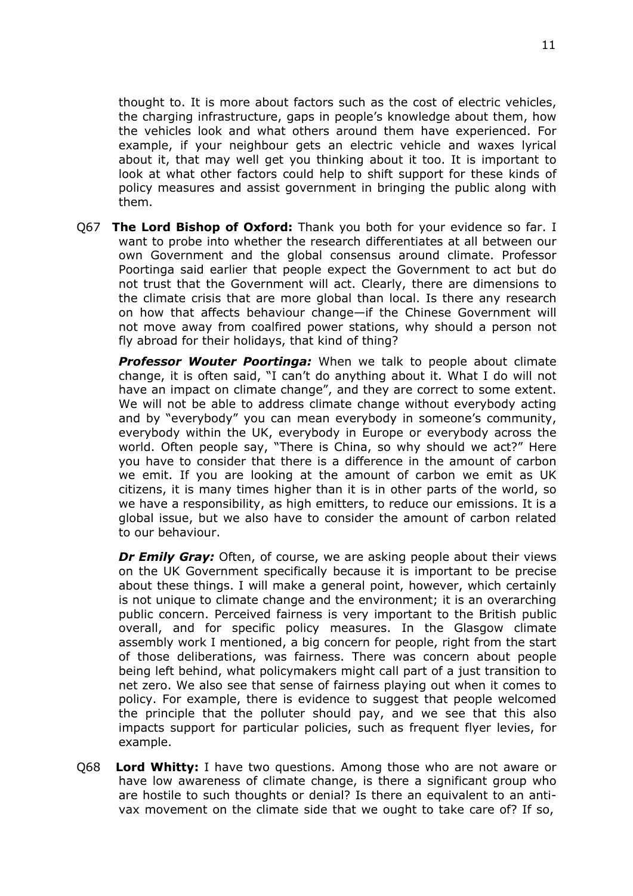thought to. It is more about factors such as the cost of electric vehicles, the charging infrastructure, gaps in people's knowledge about them, how the vehicles look and what others around them have experienced. For example, if your neighbour gets an electric vehicle and waxes lyrical about it, that may well get you thinking about it too. It is important to look at what other factors could help to shift support for these kinds of policy measures and assist government in bringing the public along with them.

Q67 **The Lord Bishop of Oxford:** Thank you both for your evidence so far. I want to probe into whether the research differentiates at all between our own Government and the global consensus around climate. Professor Poortinga said earlier that people expect the Government to act but do not trust that the Government will act. Clearly, there are dimensions to the climate crisis that are more global than local. Is there any research on how that affects behaviour change—if the Chinese Government will not move away from coalfired power stations, why should a person not fly abroad for their holidays, that kind of thing?

***Professor Wouter Poortinga:*** When we talk to people about climate change, it is often said, "I can't do anything about it. What I do will not have an impact on climate change", and they are correct to some extent. We will not be able to address climate change without everybody acting and by "everybody" you can mean everybody in someone's community, everybody within the UK, everybody in Europe or everybody across the world. Often people say, "There is China, so why should we act?" Here you have to consider that there is a difference in the amount of carbon we emit. If you are looking at the amount of carbon we emit as UK citizens, it is many times higher than it is in other parts of the world, so we have a responsibility, as high emitters, to reduce our emissions. It is a global issue, but we also have to consider the amount of carbon related to our behaviour.

***Dr Emily Gray:*** Often, of course, we are asking people about their views on the UK Government specifically because it is important to be precise about these things. I will make a general point, however, which certainly is not unique to climate change and the environment; it is an overarching public concern. Perceived fairness is very important to the British public overall, and for specific policy measures. In the Glasgow climate assembly work I mentioned, a big concern for people, right from the start of those deliberations, was fairness. There was concern about people being left behind, what policymakers might call part of a just transition to net zero. We also see that sense of fairness playing out when it comes to policy. For example, there is evidence to suggest that people welcomed the principle that the polluter should pay, and we see that this also impacts support for particular policies, such as frequent flyer levies, for example.

Q68 **Lord Whitty:** I have two questions. Among those who are not aware or have low awareness of climate change, is there a significant group who are hostile to such thoughts or denial? Is there an equivalent to an anti-vax movement on the climate side that we ought to take care of? If so,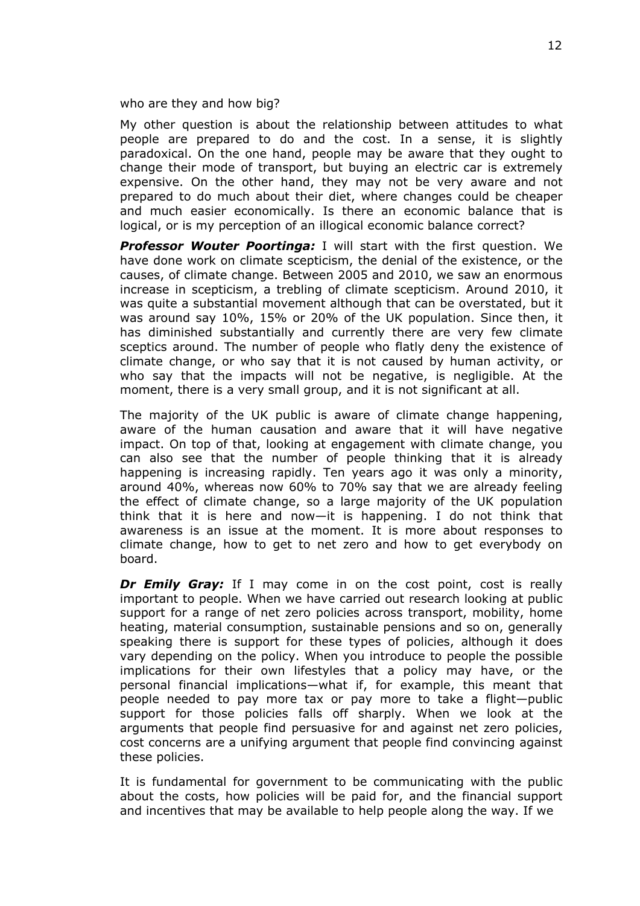who are they and how big?

My other question is about the relationship between attitudes to what people are prepared to do and the cost. In a sense, it is slightly paradoxical. On the one hand, people may be aware that they ought to change their mode of transport, but buying an electric car is extremely expensive. On the other hand, they may not be very aware and not prepared to do much about their diet, where changes could be cheaper and much easier economically. Is there an economic balance that is logical, or is my perception of an illogical economic balance correct?

***Professor Wouter Poortinga:*** I will start with the first question. We have done work on climate scepticism, the denial of the existence, or the causes, of climate change. Between 2005 and 2010, we saw an enormous increase in scepticism, a trebling of climate scepticism. Around 2010, it was quite a substantial movement although that can be overstated, but it was around say 10%, 15% or 20% of the UK population. Since then, it has diminished substantially and currently there are very few climate sceptics around. The number of people who flatly deny the existence of climate change, or who say that it is not caused by human activity, or who say that the impacts will not be negative, is negligible. At the moment, there is a very small group, and it is not significant at all.

The majority of the UK public is aware of climate change happening, aware of the human causation and aware that it will have negative impact. On top of that, looking at engagement with climate change, you can also see that the number of people thinking that it is already happening is increasing rapidly. Ten years ago it was only a minority, around 40%, whereas now 60% to 70% say that we are already feeling the effect of climate change, so a large majority of the UK population think that it is here and now—it is happening. I do not think that awareness is an issue at the moment. It is more about responses to climate change, how to get to net zero and how to get everybody on board.

***Dr Emily Gray:*** If I may come in on the cost point, cost is really important to people. When we have carried out research looking at public support for a range of net zero policies across transport, mobility, home heating, material consumption, sustainable pensions and so on, generally speaking there is support for these types of policies, although it does vary depending on the policy. When you introduce to people the possible implications for their own lifestyles that a policy may have, or the personal financial implications—what if, for example, this meant that people needed to pay more tax or pay more to take a flight—public support for those policies falls off sharply. When we look at the arguments that people find persuasive for and against net zero policies, cost concerns are a unifying argument that people find convincing against these policies.

It is fundamental for government to be communicating with the public about the costs, how policies will be paid for, and the financial support and incentives that may be available to help people along the way. If we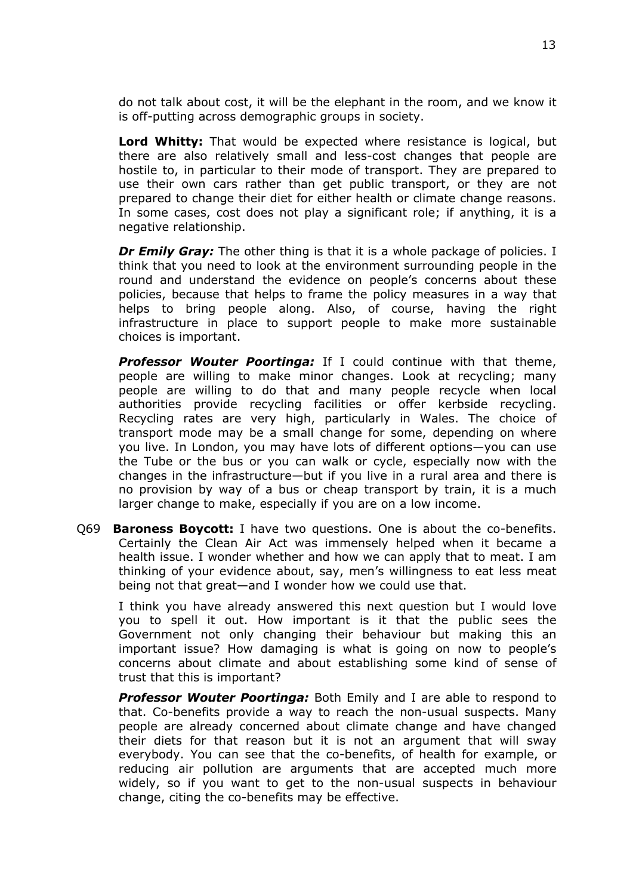do not talk about cost, it will be the elephant in the room, and we know it is off-putting across demographic groups in society.

**Lord Whitty:** That would be expected where resistance is logical, but there are also relatively small and less-cost changes that people are hostile to, in particular to their mode of transport. They are prepared to use their own cars rather than get public transport, or they are not prepared to change their diet for either health or climate change reasons. In some cases, cost does not play a significant role; if anything, it is a negative relationship.

***Dr Emily Gray:*** The other thing is that it is a whole package of policies. I think that you need to look at the environment surrounding people in the round and understand the evidence on people's concerns about these policies, because that helps to frame the policy measures in a way that helps to bring people along. Also, of course, having the right infrastructure in place to support people to make more sustainable choices is important.

***Professor Wouter Poortinga:*** If I could continue with that theme, people are willing to make minor changes. Look at recycling; many people are willing to do that and many people recycle when local authorities provide recycling facilities or offer kerbside recycling. Recycling rates are very high, particularly in Wales. The choice of transport mode may be a small change for some, depending on where you live. In London, you may have lots of different options—you can use the Tube or the bus or you can walk or cycle, especially now with the changes in the infrastructure—but if you live in a rural area and there is no provision by way of a bus or cheap transport by train, it is a much larger change to make, especially if you are on a low income.

Q69 **Baroness Boycott:** I have two questions. One is about the co-benefits. Certainly the Clean Air Act was immensely helped when it became a health issue. I wonder whether and how we can apply that to meat. I am thinking of your evidence about, say, men's willingness to eat less meat being not that great—and I wonder how we could use that.

I think you have already answered this next question but I would love you to spell it out. How important is it that the public sees the Government not only changing their behaviour but making this an important issue? How damaging is what is going on now to people's concerns about climate and about establishing some kind of sense of trust that this is important?

***Professor Wouter Poortinga:*** Both Emily and I are able to respond to that. Co-benefits provide a way to reach the non-usual suspects. Many people are already concerned about climate change and have changed their diets for that reason but it is not an argument that will sway everybody. You can see that the co-benefits, of health for example, or reducing air pollution are arguments that are accepted much more widely, so if you want to get to the non-usual suspects in behaviour change, citing the co-benefits may be effective.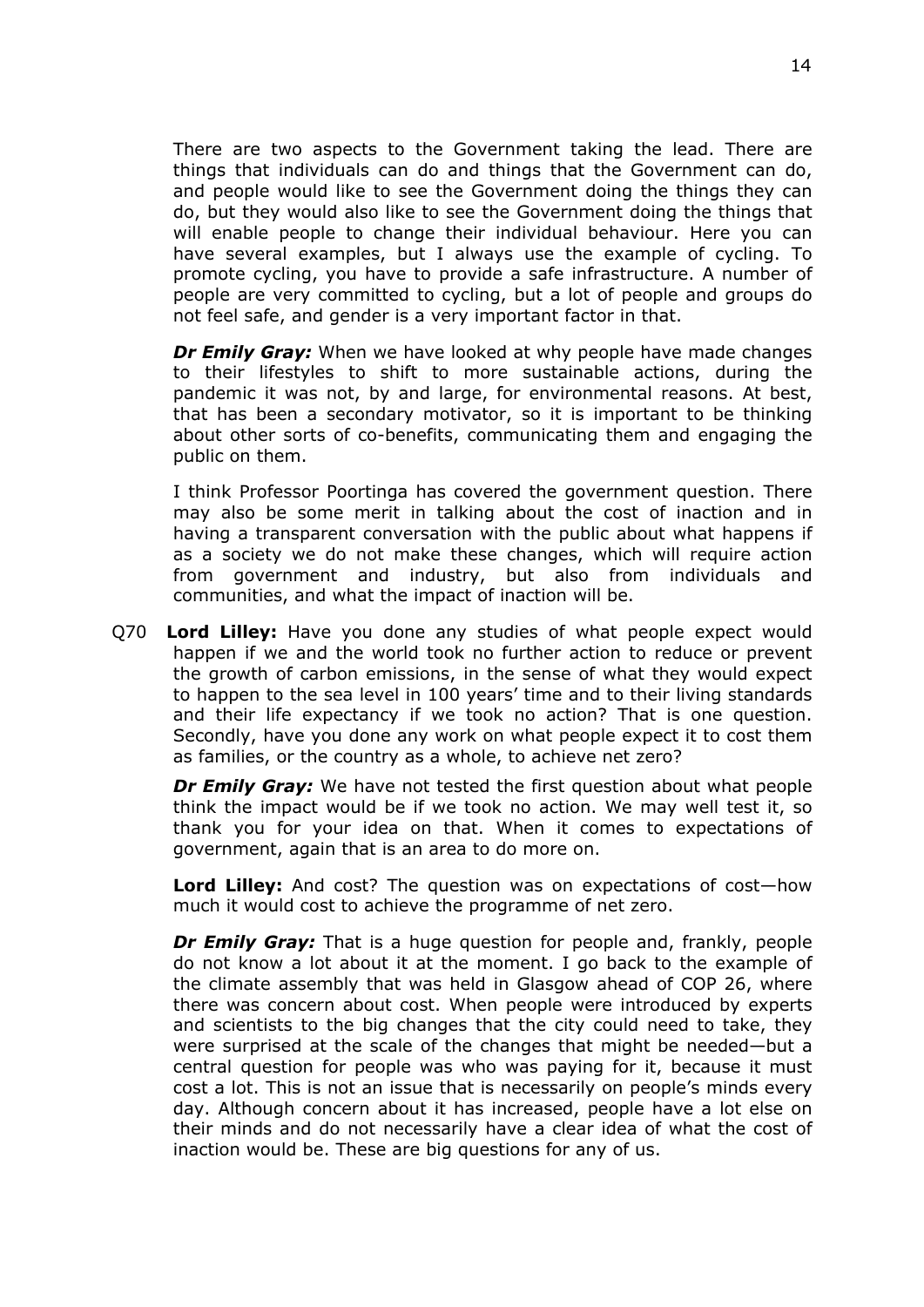There are two aspects to the Government taking the lead. There are things that individuals can do and things that the Government can do, and people would like to see the Government doing the things they can do, but they would also like to see the Government doing the things that will enable people to change their individual behaviour. Here you can have several examples, but I always use the example of cycling. To promote cycling, you have to provide a safe infrastructure. A number of people are very committed to cycling, but a lot of people and groups do not feel safe, and gender is a very important factor in that.

***Dr Emily Gray:*** When we have looked at why people have made changes to their lifestyles to shift to more sustainable actions, during the pandemic it was not, by and large, for environmental reasons. At best, that has been a secondary motivator, so it is important to be thinking about other sorts of co-benefits, communicating them and engaging the public on them.

I think Professor Poortinga has covered the government question. There may also be some merit in talking about the cost of inaction and in having a transparent conversation with the public about what happens if as a society we do not make these changes, which will require action from government and industry, but also from individuals and communities, and what the impact of inaction will be.

Q70 **Lord Lilley:** Have you done any studies of what people expect would happen if we and the world took no further action to reduce or prevent the growth of carbon emissions, in the sense of what they would expect to happen to the sea level in 100 years' time and to their living standards and their life expectancy if we took no action? That is one question. Secondly, have you done any work on what people expect it to cost them as families, or the country as a whole, to achieve net zero?

***Dr Emily Gray:*** We have not tested the first question about what people think the impact would be if we took no action. We may well test it, so thank you for your idea on that. When it comes to expectations of government, again that is an area to do more on.

**Lord Lilley:** And cost? The question was on expectations of cost—how much it would cost to achieve the programme of net zero.

***Dr Emily Gray:*** That is a huge question for people and, frankly, people do not know a lot about it at the moment. I go back to the example of the climate assembly that was held in Glasgow ahead of COP 26, where there was concern about cost. When people were introduced by experts and scientists to the big changes that the city could need to take, they were surprised at the scale of the changes that might be needed—but a central question for people was who was paying for it, because it must cost a lot. This is not an issue that is necessarily on people's minds every day. Although concern about it has increased, people have a lot else on their minds and do not necessarily have a clear idea of what the cost of inaction would be. These are big questions for any of us.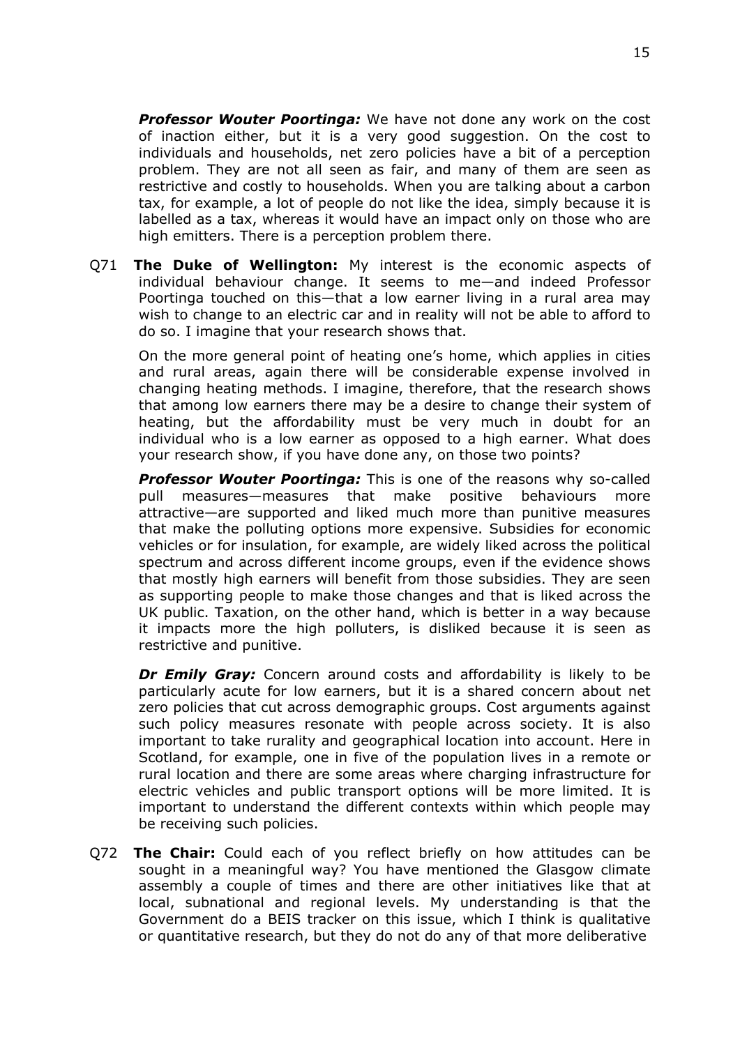***Professor Wouter Poortinga:*** We have not done any work on the cost of inaction either, but it is a very good suggestion. On the cost to individuals and households, net zero policies have a bit of a perception problem. They are not all seen as fair, and many of them are seen as restrictive and costly to households. When you are talking about a carbon tax, for example, a lot of people do not like the idea, simply because it is labelled as a tax, whereas it would have an impact only on those who are high emitters. There is a perception problem there.

Q71 **The Duke of Wellington:** My interest is the economic aspects of individual behaviour change. It seems to me—and indeed Professor Poortinga touched on this—that a low earner living in a rural area may wish to change to an electric car and in reality will not be able to afford to do so. I imagine that your research shows that.

On the more general point of heating one's home, which applies in cities and rural areas, again there will be considerable expense involved in changing heating methods. I imagine, therefore, that the research shows that among low earners there may be a desire to change their system of heating, but the affordability must be very much in doubt for an individual who is a low earner as opposed to a high earner. What does your research show, if you have done any, on those two points?

***Professor Wouter Poortinga:*** This is one of the reasons why so-called pull measures—measures that make positive behaviours more attractive—are supported and liked much more than punitive measures that make the polluting options more expensive. Subsidies for economic vehicles or for insulation, for example, are widely liked across the political spectrum and across different income groups, even if the evidence shows that mostly high earners will benefit from those subsidies. They are seen as supporting people to make those changes and that is liked across the UK public. Taxation, on the other hand, which is better in a way because it impacts more the high polluters, is disliked because it is seen as restrictive and punitive.

***Dr Emily Gray:*** Concern around costs and affordability is likely to be particularly acute for low earners, but it is a shared concern about net zero policies that cut across demographic groups. Cost arguments against such policy measures resonate with people across society. It is also important to take rurality and geographical location into account. Here in Scotland, for example, one in five of the population lives in a remote or rural location and there are some areas where charging infrastructure for electric vehicles and public transport options will be more limited. It is important to understand the different contexts within which people may be receiving such policies.

Q72 **The Chair:** Could each of you reflect briefly on how attitudes can be sought in a meaningful way? You have mentioned the Glasgow climate assembly a couple of times and there are other initiatives like that at local, subnational and regional levels. My understanding is that the Government do a BEIS tracker on this issue, which I think is qualitative or quantitative research, but they do not do any of that more deliberative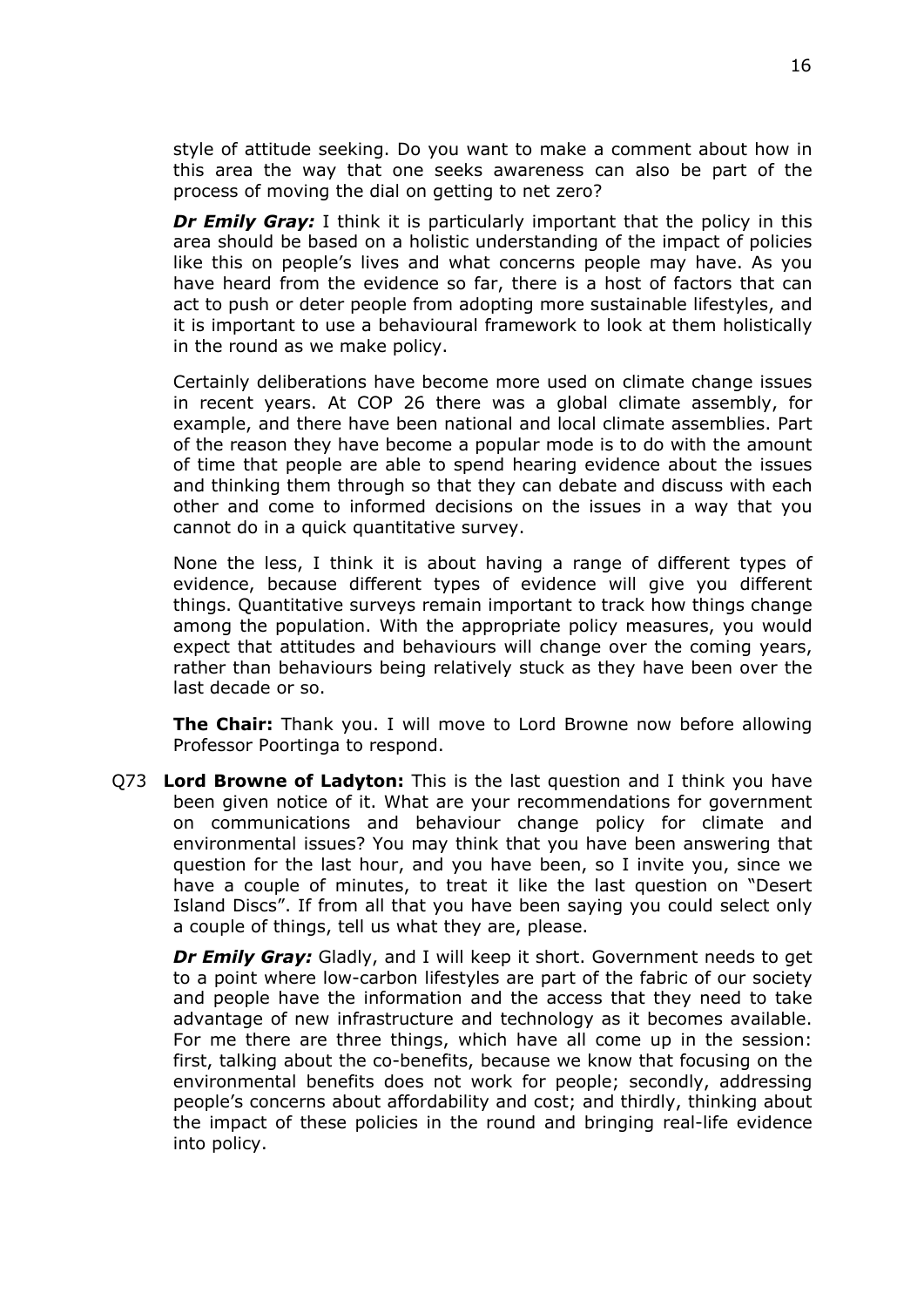style of attitude seeking. Do you want to make a comment about how in this area the way that one seeks awareness can also be part of the process of moving the dial on getting to net zero?

***Dr Emily Gray:*** I think it is particularly important that the policy in this area should be based on a holistic understanding of the impact of policies like this on people's lives and what concerns people may have. As you have heard from the evidence so far, there is a host of factors that can act to push or deter people from adopting more sustainable lifestyles, and it is important to use a behavioural framework to look at them holistically in the round as we make policy.

Certainly deliberations have become more used on climate change issues in recent years. At COP 26 there was a global climate assembly, for example, and there have been national and local climate assemblies. Part of the reason they have become a popular mode is to do with the amount of time that people are able to spend hearing evidence about the issues and thinking them through so that they can debate and discuss with each other and come to informed decisions on the issues in a way that you cannot do in a quick quantitative survey.

None the less, I think it is about having a range of different types of evidence, because different types of evidence will give you different things. Quantitative surveys remain important to track how things change among the population. With the appropriate policy measures, you would expect that attitudes and behaviours will change over the coming years, rather than behaviours being relatively stuck as they have been over the last decade or so.

**The Chair:** Thank you. I will move to Lord Browne now before allowing Professor Poortinga to respond.

Q73 **Lord Browne of Ladyton:** This is the last question and I think you have been given notice of it. What are your recommendations for government on communications and behaviour change policy for climate and environmental issues? You may think that you have been answering that question for the last hour, and you have been, so I invite you, since we have a couple of minutes, to treat it like the last question on "Desert Island Discs". If from all that you have been saying you could select only a couple of things, tell us what they are, please.

***Dr Emily Gray:*** Gladly, and I will keep it short. Government needs to get to a point where low-carbon lifestyles are part of the fabric of our society and people have the information and the access that they need to take advantage of new infrastructure and technology as it becomes available. For me there are three things, which have all come up in the session: first, talking about the co-benefits, because we know that focusing on the environmental benefits does not work for people; secondly, addressing people's concerns about affordability and cost; and thirdly, thinking about the impact of these policies in the round and bringing real-life evidence into policy.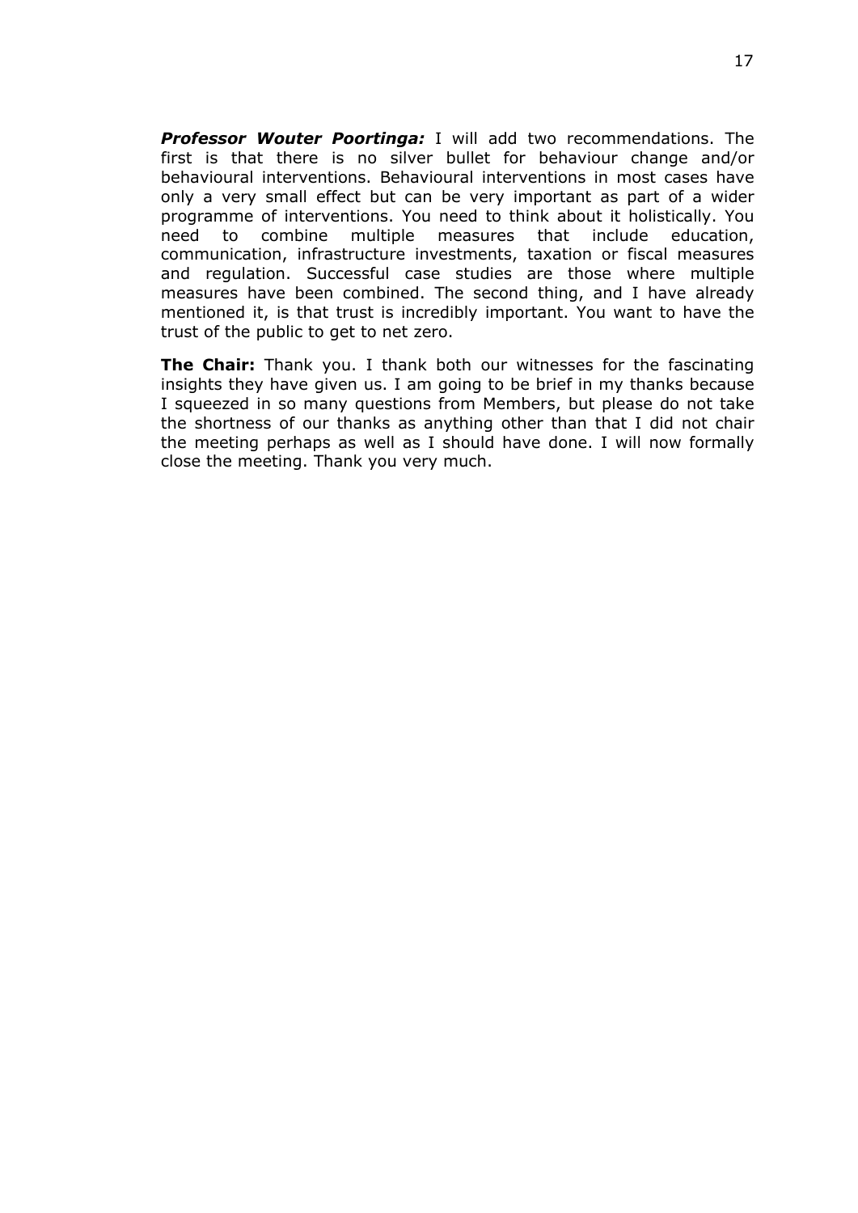***Professor Wouter Poortinga:*** I will add two recommendations. The first is that there is no silver bullet for behaviour change and/or behavioural interventions. Behavioural interventions in most cases have only a very small effect but can be very important as part of a wider programme of interventions. You need to think about it holistically. You need to combine multiple measures that include education, communication, infrastructure investments, taxation or fiscal measures and regulation. Successful case studies are those where multiple measures have been combined. The second thing, and I have already mentioned it, is that trust is incredibly important. You want to have the trust of the public to get to net zero.

**The Chair:** Thank you. I thank both our witnesses for the fascinating insights they have given us. I am going to be brief in my thanks because I squeezed in so many questions from Members, but please do not take the shortness of our thanks as anything other than that I did not chair the meeting perhaps as well as I should have done. I will now formally close the meeting. Thank you very much.